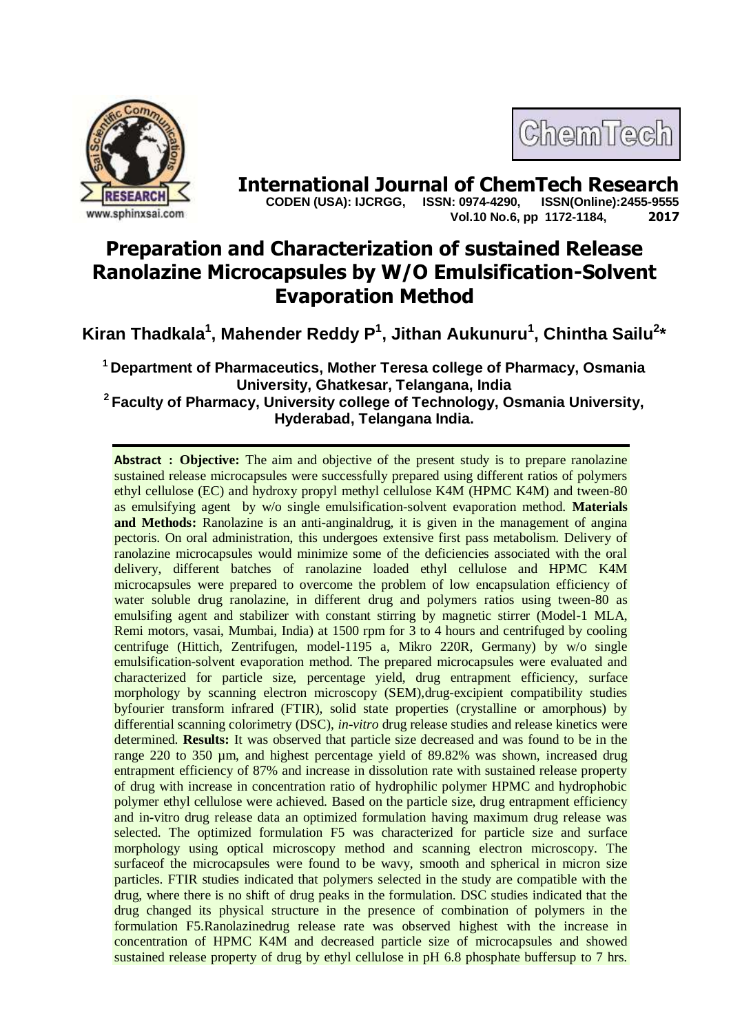# International Journal of ChemTech Research

**CODEN (USA): IJCRGG, ISSN: 0974-4290, ISSN(Online):2455-9555**
**Vol.10 No.6, pp 1172-1184, 2017**

# Preparation and Characterization of sustained Release Ranolazine Microcapsules by W/O Emulsification-Solvent Evaporation Method

**Kiran Thadkala[1], Mahender Reddy P[1], Jithan Aukunuru[1], Chintha Sailu[2]***

[1] **Department of Pharmaceutics, Mother Teresa college of Pharmacy, Osmania University, Ghatkesar, Telangana, India**

[2] **Faculty of Pharmacy, University college of Technology, Osmania University, Hyderabad, Telangana India.**

---

**Abstract : Objective:** The aim and objective of the present study is to prepare ranolazine sustained release microcapsules were successfully prepared using different ratios of polymers ethyl cellulose (EC) and hydroxy propyl methyl cellulose K4M (HPMC K4M) and tween-80 as emulsifying agent by w/o single emulsification-solvent evaporation method. **Materials and Methods:** Ranolazine is an anti-anginaldrug, it is given in the management of angina pectoris. On oral administration, this undergoes extensive first pass metabolism. Delivery of ranolazine microcapsules would minimize some of the deficiencies associated with the oral delivery, different batches of ranolazine loaded ethyl cellulose and HPMC K4M microcapsules were prepared to overcome the problem of low encapsulation efficiency of water soluble drug ranolazine, in different drug and polymers ratios using tween-80 as emulsifing agent and stabilizer with constant stirring by magnetic stirrer (Model-1 MLA, Remi motors, vasai, Mumbai, India) at 1500 rpm for 3 to 4 hours and centrifuged by cooling centrifuge (Hittich, Zentrifugen, model-1195 a, Mikro 220R, Germany) by w/o single emulsification-solvent evaporation method. The prepared microcapsules were evaluated and characterized for particle size, percentage yield, drug entrapment efficiency, surface morphology by scanning electron microscopy (SEM),drug-excipient compatibility studies byfourier transform infrared (FTIR), solid state properties (crystalline or amorphous) by differential scanning colorimetry (DSC), *in-vitro* drug release studies and release kinetics were determined. **Results:** It was observed that particle size decreased and was found to be in the range 220 to 350 µm, and highest percentage yield of 89.82% was shown, increased drug entrapment efficiency of 87% and increase in dissolution rate with sustained release property of drug with increase in concentration ratio of hydrophilic polymer HPMC and hydrophobic polymer ethyl cellulose were achieved. Based on the particle size, drug entrapment efficiency and in-vitro drug release data an optimized formulation having maximum drug release was selected. The optimized formulation F5 was characterized for particle size and surface morphology using optical microscopy method and scanning electron microscopy. The surfaceof the microcapsules were found to be wavy, smooth and spherical in micron size particles. FTIR studies indicated that polymers selected in the study are compatible with the drug, where there is no shift of drug peaks in the formulation. DSC studies indicated that the drug changed its physical structure in the presence of combination of polymers in the formulation F5.Ranolazinedrug release rate was observed highest with the increase in concentration of HPMC K4M and decreased particle size of microcapsules and showed sustained release property of drug by ethyl cellulose in pH 6.8 phosphate buffersup to 7 hrs.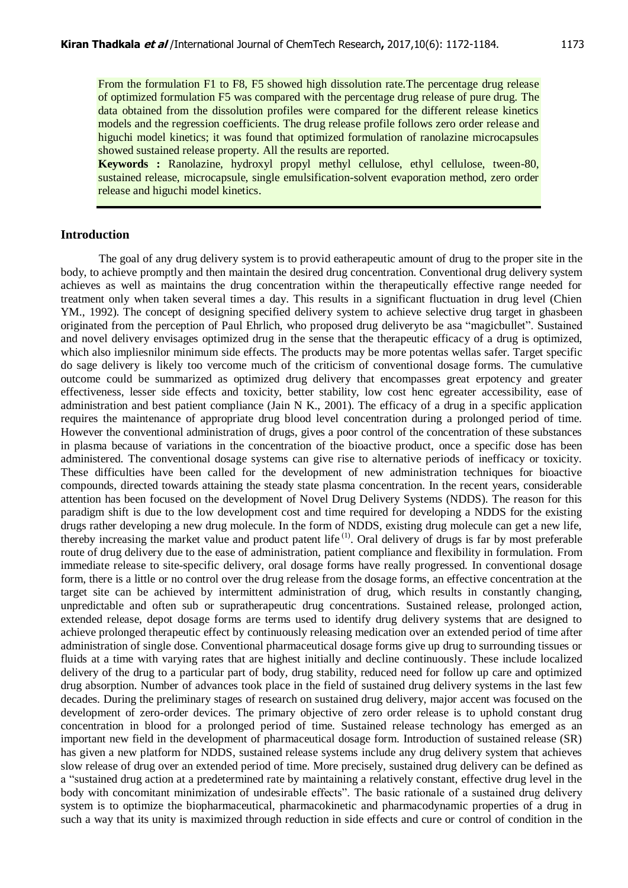From the formulation F1 to F8, F5 showed high dissolution rate.The percentage drug release of optimized formulation F5 was compared with the percentage drug release of pure drug. The data obtained from the dissolution profiles were compared for the different release kinetics models and the regression coefficients. The drug release profile follows zero order release and higuchi model kinetics; it was found that optimized formulation of ranolazine microcapsules showed sustained release property. All the results are reported.

**Keywords :** Ranolazine, hydroxyl propyl methyl cellulose, ethyl cellulose, tween-80, sustained release, microcapsule, single emulsification-solvent evaporation method, zero order release and higuchi model kinetics.

## Introduction

The goal of any drug delivery system is to provid eatherapeutic amount of drug to the proper site in the body, to achieve promptly and then maintain the desired drug concentration. Conventional drug delivery system achieves as well as maintains the drug concentration within the therapeutically effective range needed for treatment only when taken several times a day. This results in a significant fluctuation in drug level (Chien YM., 1992). The concept of designing specified delivery system to achieve selective drug target in ghasbeen originated from the perception of Paul Ehrlich, who proposed drug deliveryto be asa "magicbullet". Sustained and novel delivery envisages optimized drug in the sense that the therapeutic efficacy of a drug is optimized, which also impliesnilor minimum side effects. The products may be more potentas wellas safer. Target specific do sage delivery is likely too vercome much of the criticism of conventional dosage forms. The cumulative outcome could be summarized as optimized drug delivery that encompasses great erpotency and greater effectiveness, lesser side effects and toxicity, better stability, low cost henc egreater accessibility, ease of administration and best patient compliance (Jain N K., 2001). The efficacy of a drug in a specific application requires the maintenance of appropriate drug blood level concentration during a prolonged period of time. However the conventional administration of drugs, gives a poor control of the concentration of these substances in plasma because of variations in the concentration of the bioactive product, once a specific dose has been administered. The conventional dosage systems can give rise to alternative periods of inefficacy or toxicity. These difficulties have been called for the development of new administration techniques for bioactive compounds, directed towards attaining the steady state plasma concentration. In the recent years, considerable attention has been focused on the development of Novel Drug Delivery Systems (NDDS). The reason for this paradigm shift is due to the low development cost and time required for developing a NDDS for the existing drugs rather developing a new drug molecule. In the form of NDDS, existing drug molecule can get a new life, thereby increasing the market value and product patent life [(1)]. Oral delivery of drugs is far by most preferable route of drug delivery due to the ease of administration, patient compliance and flexibility in formulation. From immediate release to site-specific delivery, oral dosage forms have really progressed. In conventional dosage form, there is a little or no control over the drug release from the dosage forms, an effective concentration at the target site can be achieved by intermittent administration of drug, which results in constantly changing, unpredictable and often sub or supratherapeutic drug concentrations. Sustained release, prolonged action, extended release, depot dosage forms are terms used to identify drug delivery systems that are designed to achieve prolonged therapeutic effect by continuously releasing medication over an extended period of time after administration of single dose. Conventional pharmaceutical dosage forms give up drug to surrounding tissues or fluids at a time with varying rates that are highest initially and decline continuously. These include localized delivery of the drug to a particular part of body, drug stability, reduced need for follow up care and optimized drug absorption. Number of advances took place in the field of sustained drug delivery systems in the last few decades. During the preliminary stages of research on sustained drug delivery, major accent was focused on the development of zero-order devices. The primary objective of zero order release is to uphold constant drug concentration in blood for a prolonged period of time. Sustained release technology has emerged as an important new field in the development of pharmaceutical dosage form. Introduction of sustained release (SR) has given a new platform for NDDS, sustained release systems include any drug delivery system that achieves slow release of drug over an extended period of time. More precisely, sustained drug delivery can be defined as a "sustained drug action at a predetermined rate by maintaining a relatively constant, effective drug level in the body with concomitant minimization of undesirable effects". The basic rationale of a sustained drug delivery system is to optimize the biopharmaceutical, pharmacokinetic and pharmacodynamic properties of a drug in such a way that its unity is maximized through reduction in side effects and cure or control of condition in the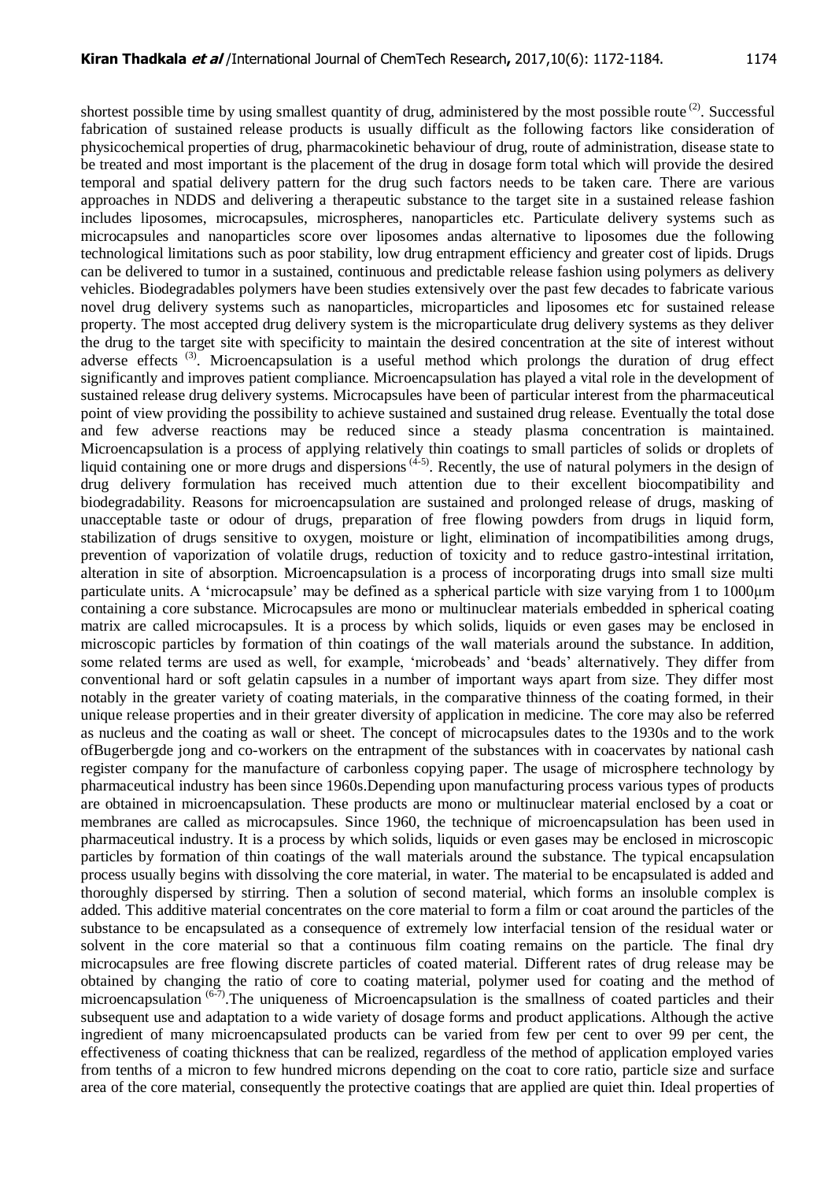shortest possible time by using smallest quantity of drug, administered by the most possible route [(2)]. Successful fabrication of sustained release products is usually difficult as the following factors like consideration of physicochemical properties of drug, pharmacokinetic behaviour of drug, route of administration, disease state to be treated and most important is the placement of the drug in dosage form total which will provide the desired temporal and spatial delivery pattern for the drug such factors needs to be taken care. There are various approaches in NDDS and delivering a therapeutic substance to the target site in a sustained release fashion includes liposomes, microcapsules, microspheres, nanoparticles etc. Particulate delivery systems such as microcapsules and nanoparticles score over liposomes andas alternative to liposomes due the following technological limitations such as poor stability, low drug entrapment efficiency and greater cost of lipids. Drugs can be delivered to tumor in a sustained, continuous and predictable release fashion using polymers as delivery vehicles. Biodegradables polymers have been studies extensively over the past few decades to fabricate various novel drug delivery systems such as nanoparticles, microparticles and liposomes etc for sustained release property. The most accepted drug delivery system is the microparticulate drug delivery systems as they deliver the drug to the target site with specificity to maintain the desired concentration at the site of interest without adverse effects [(3)]. Microencapsulation is a useful method which prolongs the duration of drug effect significantly and improves patient compliance. Microencapsulation has played a vital role in the development of sustained release drug delivery systems. Microcapsules have been of particular interest from the pharmaceutical point of view providing the possibility to achieve sustained and sustained drug release. Eventually the total dose and few adverse reactions may be reduced since a steady plasma concentration is maintained. Microencapsulation is a process of applying relatively thin coatings to small particles of solids or droplets of liquid containing one or more drugs and dispersions [(4-5)]. Recently, the use of natural polymers in the design of drug delivery formulation has received much attention due to their excellent biocompatibility and biodegradability. Reasons for microencapsulation are sustained and prolonged release of drugs, masking of unacceptable taste or odour of drugs, preparation of free flowing powders from drugs in liquid form, stabilization of drugs sensitive to oxygen, moisture or light, elimination of incompatibilities among drugs, prevention of vaporization of volatile drugs, reduction of toxicity and to reduce gastro-intestinal irritation, alteration in site of absorption. Microencapsulation is a process of incorporating drugs into small size multi particulate units. A 'microcapsule' may be defined as a spherical particle with size varying from 1 to 1000µm containing a core substance. Microcapsules are mono or multinuclear materials embedded in spherical coating matrix are called microcapsules. It is a process by which solids, liquids or even gases may be enclosed in microscopic particles by formation of thin coatings of the wall materials around the substance. In addition, some related terms are used as well, for example, 'microbeads' and 'beads' alternatively. They differ from conventional hard or soft gelatin capsules in a number of important ways apart from size. They differ most notably in the greater variety of coating materials, in the comparative thinness of the coating formed, in their unique release properties and in their greater diversity of application in medicine. The core may also be referred as nucleus and the coating as wall or sheet. The concept of microcapsules dates to the 1930s and to the work ofBugerbergde jong and co-workers on the entrapment of the substances with in coacervates by national cash register company for the manufacture of carbonless copying paper. The usage of microsphere technology by pharmaceutical industry has been since 1960s.Depending upon manufacturing process various types of products are obtained in microencapsulation. These products are mono or multinuclear material enclosed by a coat or membranes are called as microcapsules. Since 1960, the technique of microencapsulation has been used in pharmaceutical industry. It is a process by which solids, liquids or even gases may be enclosed in microscopic particles by formation of thin coatings of the wall materials around the substance. The typical encapsulation process usually begins with dissolving the core material, in water. The material to be encapsulated is added and thoroughly dispersed by stirring. Then a solution of second material, which forms an insoluble complex is added. This additive material concentrates on the core material to form a film or coat around the particles of the substance to be encapsulated as a consequence of extremely low interfacial tension of the residual water or solvent in the core material so that a continuous film coating remains on the particle. The final dry microcapsules are free flowing discrete particles of coated material. Different rates of drug release may be obtained by changing the ratio of core to coating material, polymer used for coating and the method of microencapsulation [(6-7)].The uniqueness of Microencapsulation is the smallness of coated particles and their subsequent use and adaptation to a wide variety of dosage forms and product applications. Although the active ingredient of many microencapsulated products can be varied from few per cent to over 99 per cent, the effectiveness of coating thickness that can be realized, regardless of the method of application employed varies from tenths of a micron to few hundred microns depending on the coat to core ratio, particle size and surface area of the core material, consequently the protective coatings that are applied are quiet thin. Ideal properties of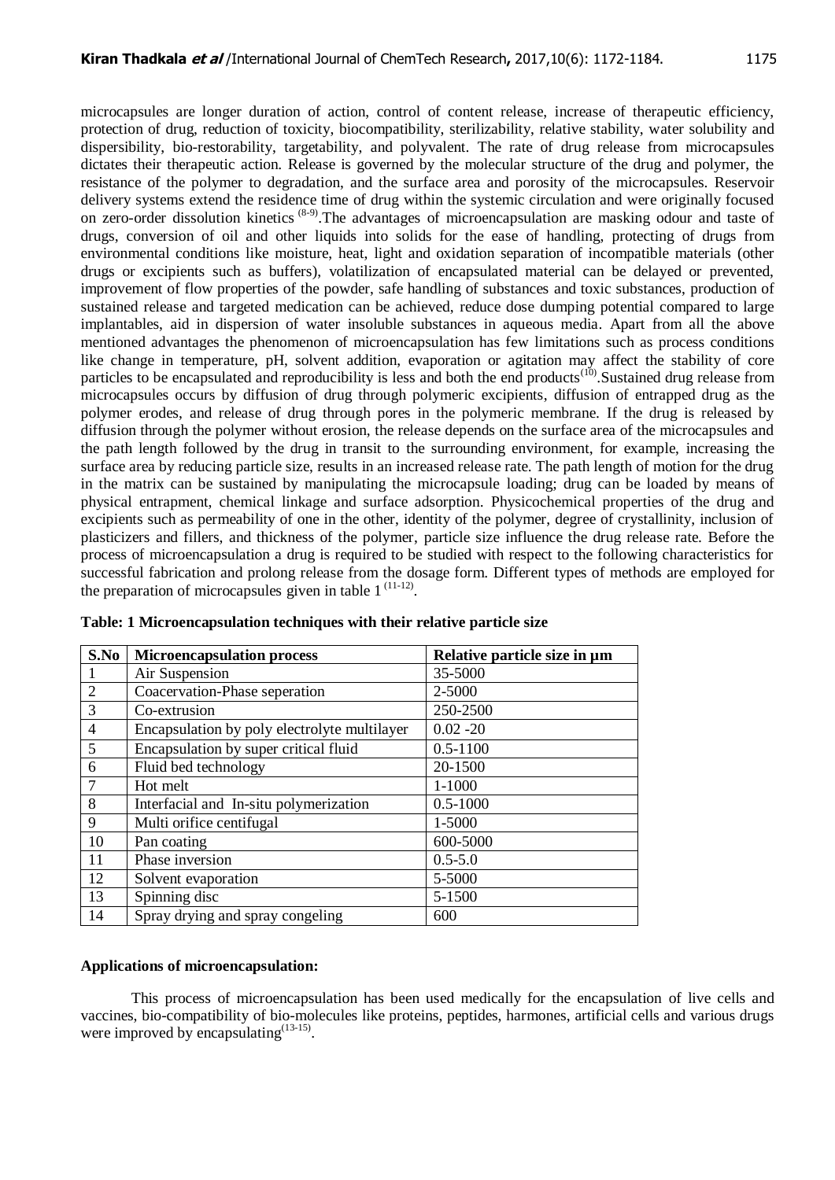microcapsules are longer duration of action, control of content release, increase of therapeutic efficiency, protection of drug, reduction of toxicity, biocompatibility, sterilizability, relative stability, water solubility and dispersibility, bio-restorability, targetability, and polyvalent. The rate of drug release from microcapsules dictates their therapeutic action. Release is governed by the molecular structure of the drug and polymer, the resistance of the polymer to degradation, and the surface area and porosity of the microcapsules. Reservoir delivery systems extend the residence time of drug within the systemic circulation and were originally focused on zero-order dissolution kinetics [8-9].The advantages of microencapsulation are masking odour and taste of drugs, conversion of oil and other liquids into solids for the ease of handling, protecting of drugs from environmental conditions like moisture, heat, light and oxidation separation of incompatible materials (other drugs or excipients such as buffers), volatilization of encapsulated material can be delayed or prevented, improvement of flow properties of the powder, safe handling of substances and toxic substances, production of sustained release and targeted medication can be achieved, reduce dose dumping potential compared to large implantables, aid in dispersion of water insoluble substances in aqueous media. Apart from all the above mentioned advantages the phenomenon of microencapsulation has few limitations such as process conditions like change in temperature, pH, solvent addition, evaporation or agitation may affect the stability of core particles to be encapsulated and reproducibility is less and both the end products[10].Sustained drug release from microcapsules occurs by diffusion of drug through polymeric excipients, diffusion of entrapped drug as the polymer erodes, and release of drug through pores in the polymeric membrane. If the drug is released by diffusion through the polymer without erosion, the release depends on the surface area of the microcapsules and the path length followed by the drug in transit to the surrounding environment, for example, increasing the surface area by reducing particle size, results in an increased release rate. The path length of motion for the drug in the matrix can be sustained by manipulating the microcapsule loading; drug can be loaded by means of physical entrapment, chemical linkage and surface adsorption. Physicochemical properties of the drug and excipients such as permeability of one in the other, identity of the polymer, degree of crystallinity, inclusion of plasticizers and fillers, and thickness of the polymer, particle size influence the drug release rate. Before the process of microencapsulation a drug is required to be studied with respect to the following characteristics for successful fabrication and prolong release from the dosage form. Different types of methods are employed for the preparation of microcapsules given in table 1 [11-12].

**Table: 1 Microencapsulation techniques with their relative particle size**

| S.No | Microencapsulation process | Relative particle size in µm |
|---|---|---|
| 1 | Air Suspension | 35-5000 |
| 2 | Coacervation-Phase seperation | 2-5000 |
| 3 | Co-extrusion | 250-2500 |
| 4 | Encapsulation by poly electrolyte multilayer | 0.02 -20 |
| 5 | Encapsulation by super critical fluid | 0.5-1100 |
| 6 | Fluid bed technology | 20-1500 |
| 7 | Hot melt | 1-1000 |
| 8 | Interfacial and In-situ polymerization | 0.5-1000 |
| 9 | Multi orifice centifugal | 1-5000 |
| 10 | Pan coating | 600-5000 |
| 11 | Phase inversion | 0.5-5.0 |
| 12 | Solvent evaporation | 5-5000 |
| 13 | Spinning disc | 5-1500 |
| 14 | Spray drying and spray congeling | 600 |

**Applications of microencapsulation:**

This process of microencapsulation has been used medically for the encapsulation of live cells and vaccines, bio-compatibility of bio-molecules like proteins, peptides, harmones, artificial cells and various drugs were improved by encapsulating[13-15].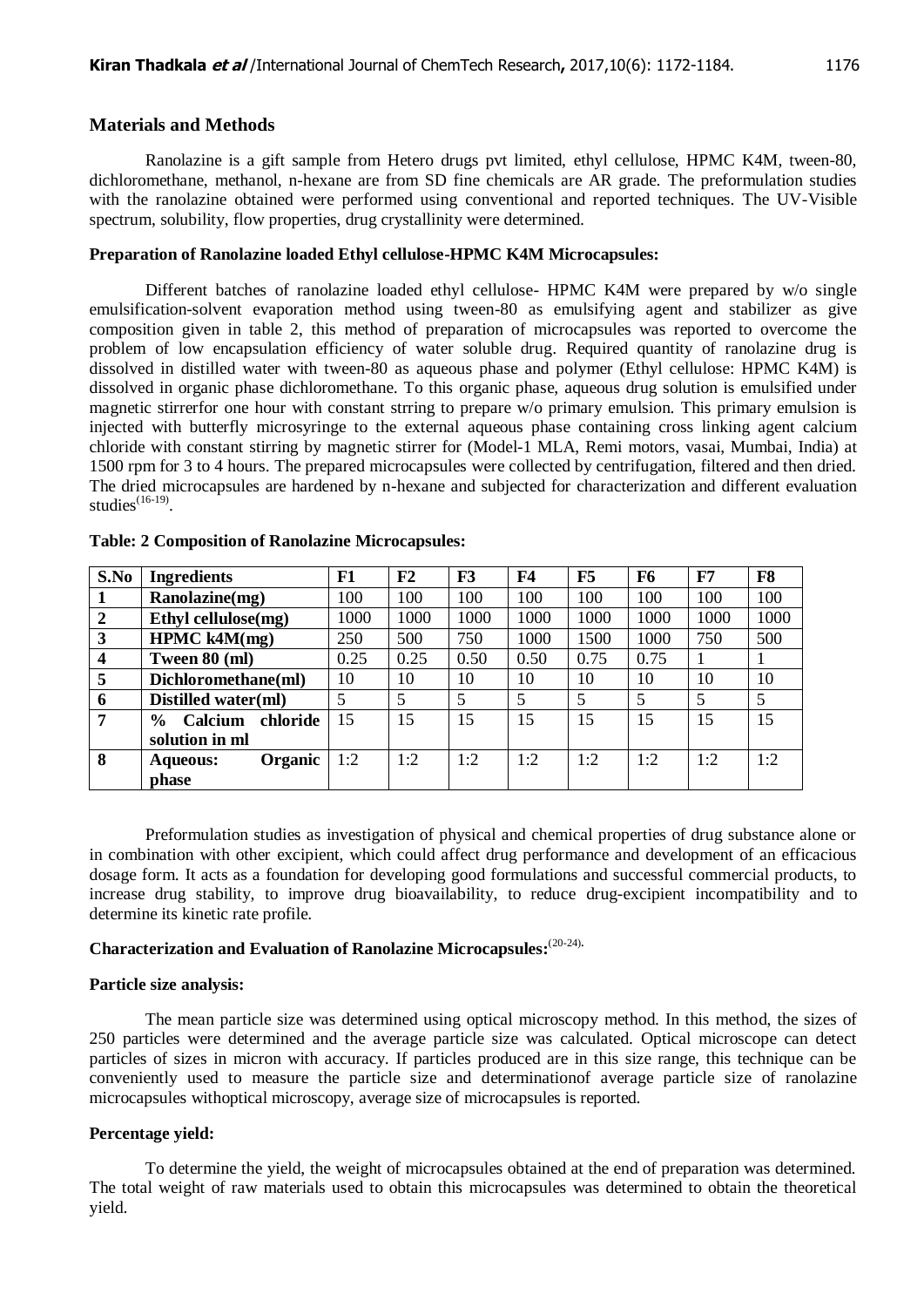## Materials and Methods

Ranolazine is a gift sample from Hetero drugs pvt limited, ethyl cellulose, HPMC K4M, tween-80, dichloromethane, methanol, n-hexane are from SD fine chemicals are AR grade. The preformulation studies with the ranolazine obtained were performed using conventional and reported techniques. The UV-Visible spectrum, solubility, flow properties, drug crystallinity were determined.

### Preparation of Ranolazine loaded Ethyl cellulose-HPMC K4M Microcapsules:

Different batches of ranolazine loaded ethyl cellulose- HPMC K4M were prepared by w/o single emulsification-solvent evaporation method using tween-80 as emulsifying agent and stabilizer as give composition given in table 2, this method of preparation of microcapsules was reported to overcome the problem of low encapsulation efficiency of water soluble drug. Required quantity of ranolazine drug is dissolved in distilled water with tween-80 as aqueous phase and polymer (Ethyl cellulose: HPMC K4M) is dissolved in organic phase dichloromethane. To this organic phase, aqueous drug solution is emulsified under magnetic stirrerfor one hour with constant strring to prepare w/o primary emulsion. This primary emulsion is injected with butterfly microsyringe to the external aqueous phase containing cross linking agent calcium chloride with constant stirring by magnetic stirrer for (Model-1 MLA, Remi motors, vasai, Mumbai, India) at 1500 rpm for 3 to 4 hours. The prepared microcapsules were collected by centrifugation, filtered and then dried. The dried microcapsules are hardened by n-hexane and subjected for characterization and different evaluation studies[16-19].

**Table: 2 Composition of Ranolazine Microcapsules:**

| S.No | Ingredients | F1 | F2 | F3 | F4 | F5 | F6 | F7 | F8 |
|---|---|---|---|---|---|---|---|---|---|
| 1 | Ranolazine(mg) | 100 | 100 | 100 | 100 | 100 | 100 | 100 | 100 |
| 2 | Ethyl cellulose(mg) | 1000 | 1000 | 1000 | 1000 | 1000 | 1000 | 1000 | 1000 |
| 3 | HPMC k4M(mg) | 250 | 500 | 750 | 1000 | 1500 | 1000 | 750 | 500 |
| 4 | Tween 80 (ml) | 0.25 | 0.25 | 0.50 | 0.50 | 0.75 | 0.75 | 1 | 1 |
| 5 | Dichloromethane(ml) | 10 | 10 | 10 | 10 | 10 | 10 | 10 | 10 |
| 6 | Distilled water(ml) | 5 | 5 | 5 | 5 | 5 | 5 | 5 | 5 |
| 7 | % Calcium chloride solution in ml | 15 | 15 | 15 | 15 | 15 | 15 | 15 | 15 |
| 8 | Aqueous: Organic phase | 1:2 | 1:2 | 1:2 | 1:2 | 1:2 | 1:2 | 1:2 | 1:2 |

Preformulation studies as investigation of physical and chemical properties of drug substance alone or in combination with other excipient, which could affect drug performance and development of an efficacious dosage form. It acts as a foundation for developing good formulations and successful commercial products, to increase drug stability, to improve drug bioavailability, to reduce drug-excipient incompatibility and to determine its kinetic rate profile.

### Characterization and Evaluation of Ranolazine Microcapsules:[20-24].

#### Particle size analysis:

The mean particle size was determined using optical microscopy method. In this method, the sizes of 250 particles were determined and the average particle size was calculated. Optical microscope can detect particles of sizes in micron with accuracy. If particles produced are in this size range, this technique can be conveniently used to measure the particle size and determinationof average particle size of ranolazine microcapsules withoptical microscopy, average size of microcapsules is reported.

#### Percentage yield:

To determine the yield, the weight of microcapsules obtained at the end of preparation was determined. The total weight of raw materials used to obtain this microcapsules was determined to obtain the theoretical yield.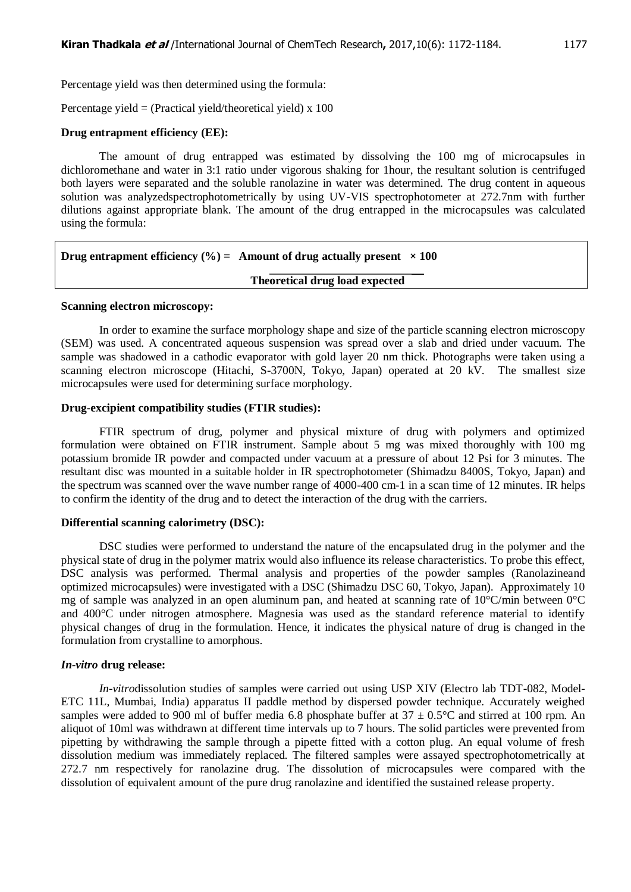Percentage yield was then determined using the formula:

Percentage yield = (Practical yield/theoretical yield) x 100

**Drug entrapment efficiency (EE):**

The amount of drug entrapped was estimated by dissolving the 100 mg of microcapsules in dichloromethane and water in 3:1 ratio under vigorous shaking for 1hour, the resultant solution is centrifuged both layers were separated and the soluble ranolazine in water was determined. The drug content in aqueous solution was analyzedspectrophotometrically by using UV-VIS spectrophotometer at 272.7nm with further dilutions against appropriate blank. The amount of the drug entrapped in the microcapsules was calculated using the formula:

$$\textbf{Drug entrapment efficiency (\%)} = \frac{\textbf{Amount of drug actually present}}{\textbf{Theoretical drug load expected}} \times 100$$

**Scanning electron microscopy:**

In order to examine the surface morphology shape and size of the particle scanning electron microscopy (SEM) was used. A concentrated aqueous suspension was spread over a slab and dried under vacuum. The sample was shadowed in a cathodic evaporator with gold layer 20 nm thick. Photographs were taken using a scanning electron microscope (Hitachi, S-3700N, Tokyo, Japan) operated at 20 kV. The smallest size microcapsules were used for determining surface morphology.

**Drug-excipient compatibility studies (FTIR studies):**

FTIR spectrum of drug, polymer and physical mixture of drug with polymers and optimized formulation were obtained on FTIR instrument. Sample about 5 mg was mixed thoroughly with 100 mg potassium bromide IR powder and compacted under vacuum at a pressure of about 12 Psi for 3 minutes. The resultant disc was mounted in a suitable holder in IR spectrophotometer (Shimadzu 8400S, Tokyo, Japan) and the spectrum was scanned over the wave number range of 4000-400 cm-1 in a scan time of 12 minutes. IR helps to confirm the identity of the drug and to detect the interaction of the drug with the carriers.

**Differential scanning calorimetry (DSC):**

DSC studies were performed to understand the nature of the encapsulated drug in the polymer and the physical state of drug in the polymer matrix would also influence its release characteristics. To probe this effect, DSC analysis was performed. Thermal analysis and properties of the powder samples (Ranolazineand optimized microcapsules) were investigated with a DSC (Shimadzu DSC 60, Tokyo, Japan). Approximately 10 mg of sample was analyzed in an open aluminum pan, and heated at scanning rate of 10°C/min between 0°C and 400°C under nitrogen atmosphere. Magnesia was used as the standard reference material to identify physical changes of drug in the formulation. Hence, it indicates the physical nature of drug is changed in the formulation from crystalline to amorphous.

***In-vitro* drug release:**

*In-vitro*dissolution studies of samples were carried out using USP XIV (Electro lab TDT-082, Model-ETC 11L, Mumbai, India) apparatus II paddle method by dispersed powder technique. Accurately weighed samples were added to 900 ml of buffer media 6.8 phosphate buffer at 37 ± 0.5°C and stirred at 100 rpm. An aliquot of 10ml was withdrawn at different time intervals up to 7 hours. The solid particles were prevented from pipetting by withdrawing the sample through a pipette fitted with a cotton plug. An equal volume of fresh dissolution medium was immediately replaced. The filtered samples were assayed spectrophotometrically at 272.7 nm respectively for ranolazine drug. The dissolution of microcapsules were compared with the dissolution of equivalent amount of the pure drug ranolazine and identified the sustained release property.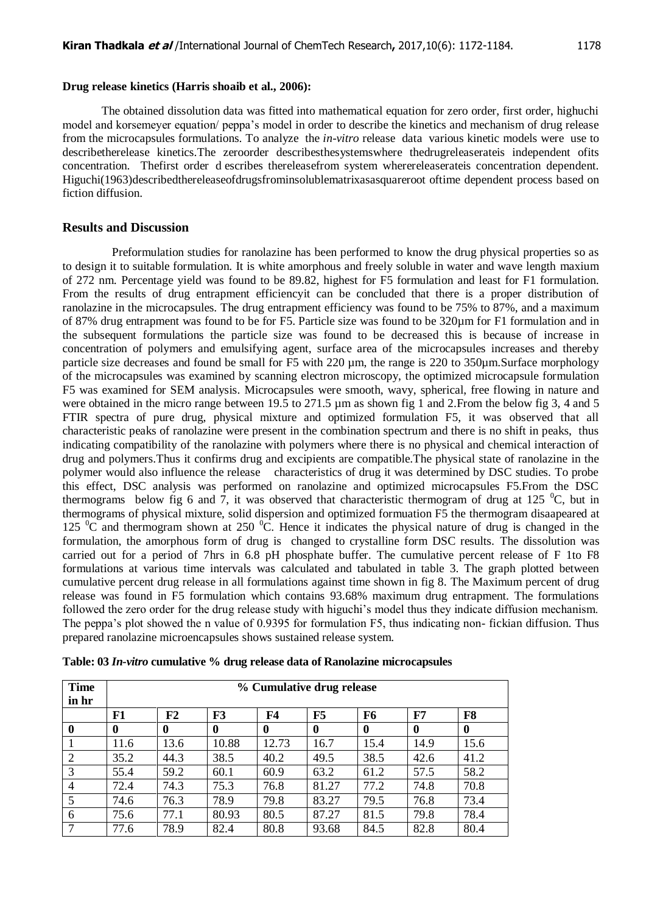**Drug release kinetics (Harris shoaib et al., 2006):**

The obtained dissolution data was fitted into mathematical equation for zero order, first order, highuchi model and korsemeyer equation/ peppa's model in order to describe the kinetics and mechanism of drug release from the microcapsules formulations. To analyze the *in-vitro* release data various kinetic models were use to describetherelease kinetics.The zeroorder describesthesystemswhere thedrugreleaserateis independent ofits concentration. Thefirst order d escribes thereleasefrom system wherereleaserateis concentration dependent. Higuchi(1963)describedthereleaseofdrugsfrominsolublematrixasasquareroot oftime dependent process based on fiction diffusion.

## Results and Discussion

Preformulation studies for ranolazine has been performed to know the drug physical properties so as to design it to suitable formulation. It is white amorphous and freely soluble in water and wave length maxium of 272 nm. Percentage yield was found to be 89.82, highest for F5 formulation and least for F1 formulation. From the results of drug entrapment efficiencyit can be concluded that there is a proper distribution of ranolazine in the microcapsules. The drug entrapment efficiency was found to be 75% to 87%, and a maximum of 87% drug entrapment was found to be for F5. Particle size was found to be 320µm for F1 formulation and in the subsequent formulations the particle size was found to be decreased this is because of increase in concentration of polymers and emulsifying agent, surface area of the microcapsules increases and thereby particle size decreases and found be small for F5 with 220 µm, the range is 220 to 350µm.Surface morphology of the microcapsules was examined by scanning electron microscopy, the optimized microcapsule formulation F5 was examined for SEM analysis. Microcapsules were smooth, wavy, spherical, free flowing in nature and were obtained in the micro range between 19.5 to 271.5 µm as shown fig 1 and 2.From the below fig 3, 4 and 5 FTIR spectra of pure drug, physical mixture and optimized formulation F5, it was observed that all characteristic peaks of ranolazine were present in the combination spectrum and there is no shift in peaks, thus indicating compatibility of the ranolazine with polymers where there is no physical and chemical interaction of drug and polymers.Thus it confirms drug and excipients are compatible.The physical state of ranolazine in the polymer would also influence the release characteristics of drug it was determined by DSC studies. To probe this effect, DSC analysis was performed on ranolazine and optimized microcapsules F5.From the DSC thermograms below fig 6 and 7, it was observed that characteristic thermogram of drug at 125 $^0$C, but in thermograms of physical mixture, solid dispersion and optimized formuation F5 the thermogram disaapeared at 125 $^0$C and thermogram shown at 250 $^0$C. Hence it indicates the physical nature of drug is changed in the formulation, the amorphous form of drug is changed to crystalline form DSC results. The dissolution was carried out for a period of 7hrs in 6.8 pH phosphate buffer. The cumulative percent release of F 1to F8 formulations at various time intervals was calculated and tabulated in table 3. The graph plotted between cumulative percent drug release in all formulations against time shown in fig 8. The Maximum percent of drug release was found in F5 formulation which contains 93.68% maximum drug entrapment. The formulations followed the zero order for the drug release study with higuchi's model thus they indicate diffusion mechanism. The peppa's plot showed the n value of 0.9395 for formulation F5, thus indicating non- fickian diffusion. Thus prepared ranolazine microencapsules shows sustained release system.

**Table: 03 *In-vitro* cumulative % drug release data of Ranolazine microcapsules**

| Time in hr | % Cumulative drug release | | | | | | | |
|---|---|---|---|---|---|---|---|---|
| | **F1** | **F2** | **F3** | **F4** | **F5** | **F6** | **F7** | **F8** |
| **0** | **0** | **0** | **0** | **0** | **0** | **0** | **0** | **0** |
| 1 | 11.6 | 13.6 | 10.88 | 12.73 | 16.7 | 15.4 | 14.9 | 15.6 |
| 2 | 35.2 | 44.3 | 38.5 | 40.2 | 49.5 | 38.5 | 42.6 | 41.2 |
| 3 | 55.4 | 59.2 | 60.1 | 60.9 | 63.2 | 61.2 | 57.5 | 58.2 |
| 4 | 72.4 | 74.3 | 75.3 | 76.8 | 81.27 | 77.2 | 74.8 | 70.8 |
| 5 | 74.6 | 76.3 | 78.9 | 79.8 | 83.27 | 79.5 | 76.8 | 73.4 |
| 6 | 75.6 | 77.1 | 80.93 | 80.5 | 87.27 | 81.5 | 79.8 | 78.4 |
| 7 | 77.6 | 78.9 | 82.4 | 80.8 | 93.68 | 84.5 | 82.8 | 80.4 |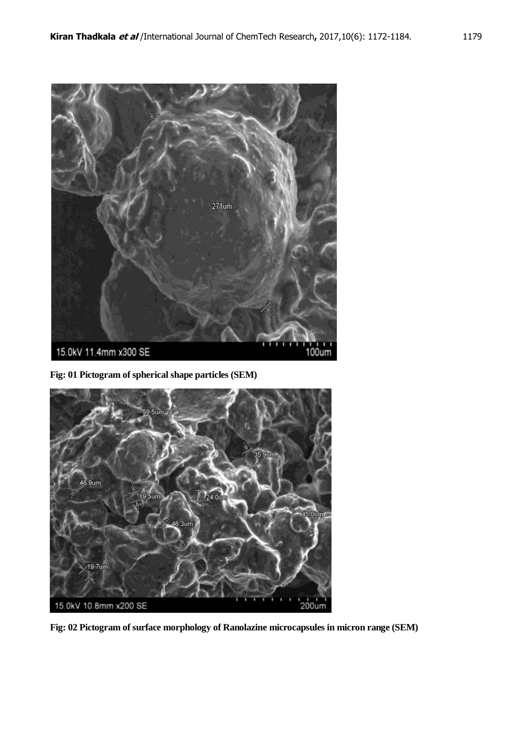Fig: 01 Pictogram of spherical shape particles (SEM)

Fig: 02 Pictogram of surface morphology of Ranolazine microcapsules in micron range (SEM)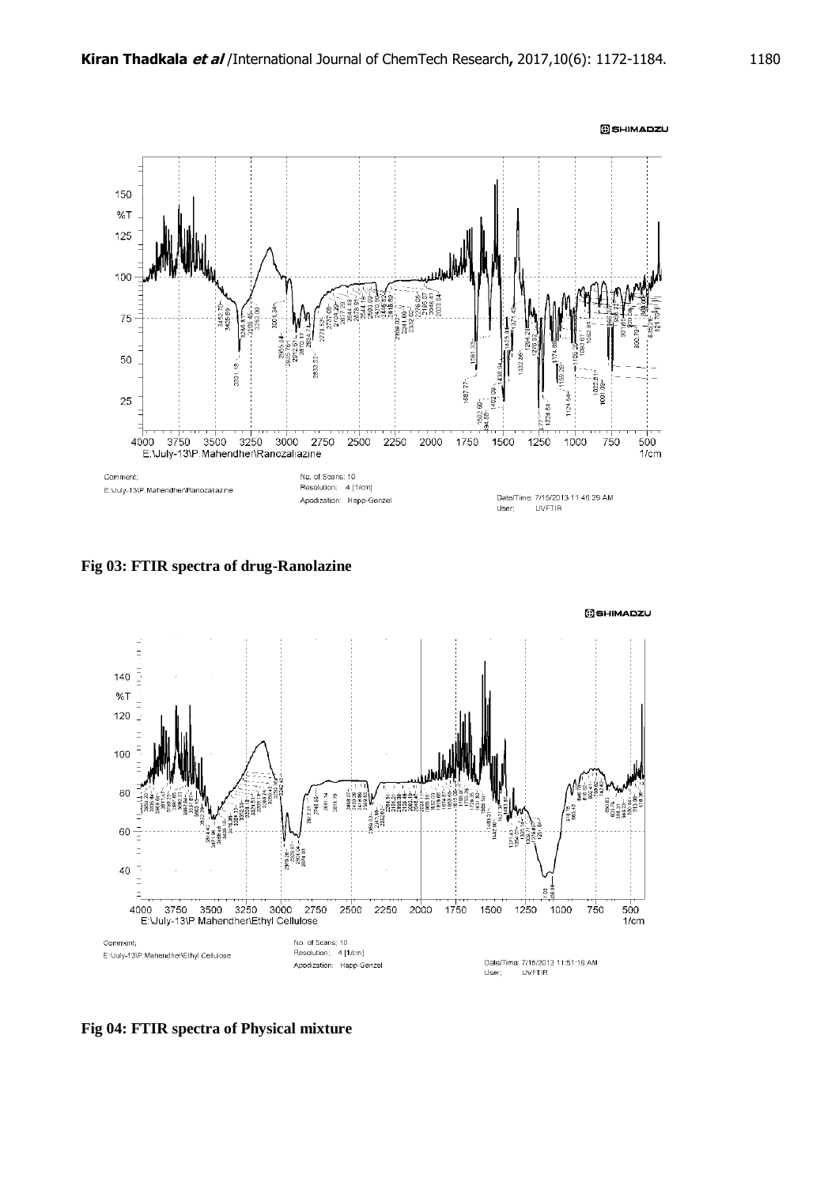Fig 03: FTIR spectra of drug-Ranolazine

Fig 04: FTIR spectra of Physical mixture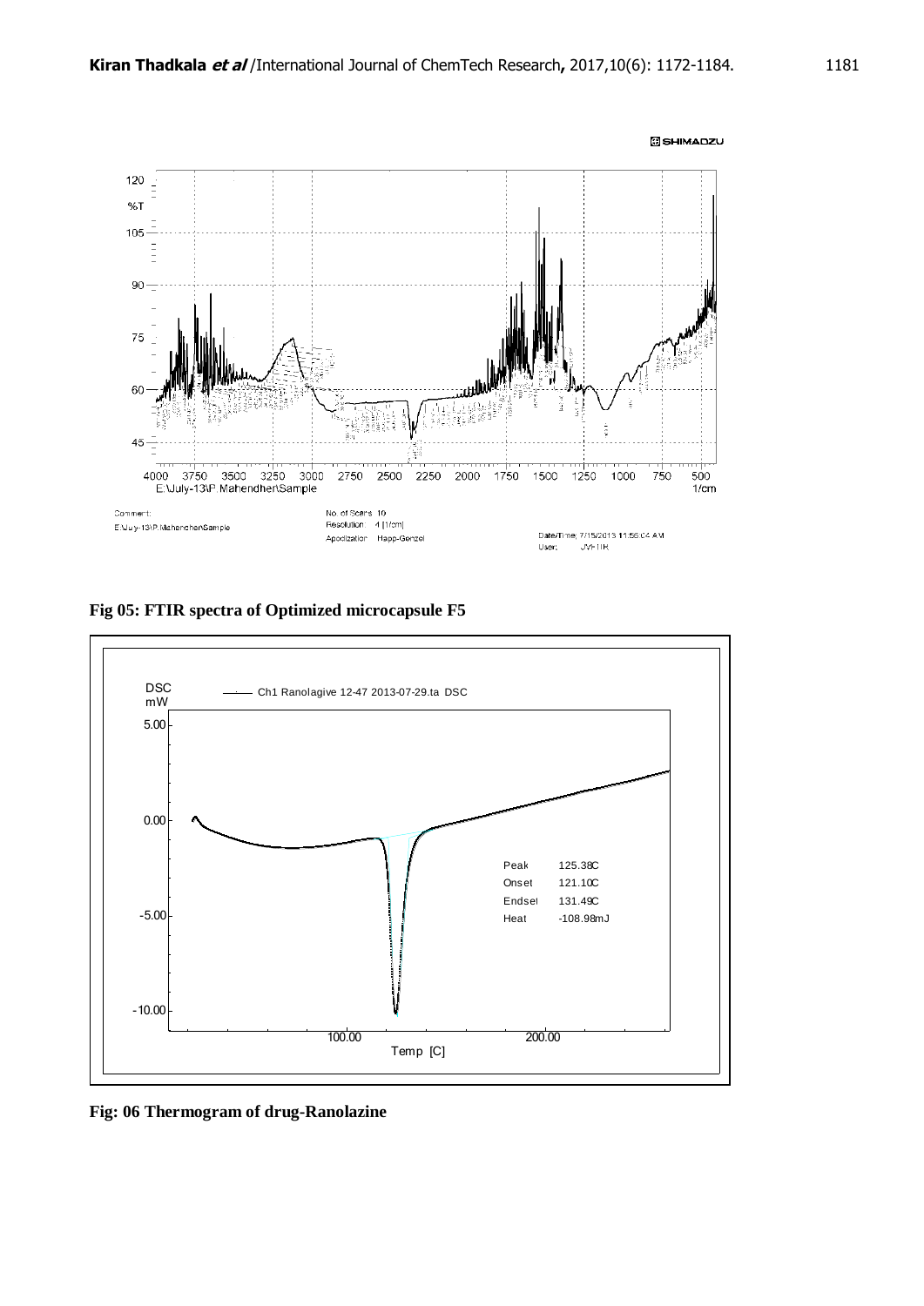Fig 05: FTIR spectra of Optimized microcapsule F5

Fig: 06 Thermogram of drug-Ranolazine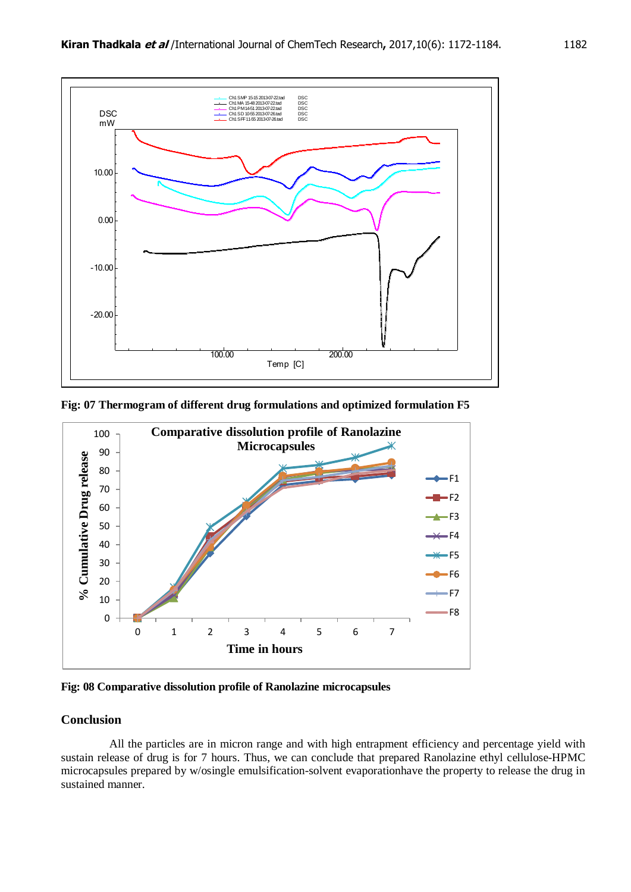Fig: 07 Thermogram of different drug formulations and optimized formulation F5

Fig: 08 Comparative dissolution profile of Ranolazine microcapsules

## Conclusion

All the particles are in micron range and with high entrapment efficiency and percentage yield with sustain release of drug is for 7 hours. Thus, we can conclude that prepared Ranolazine ethyl cellulose-HPMC microcapsules prepared by w/osingle emulsification-solvent evaporationhave the property to release the drug in sustained manner.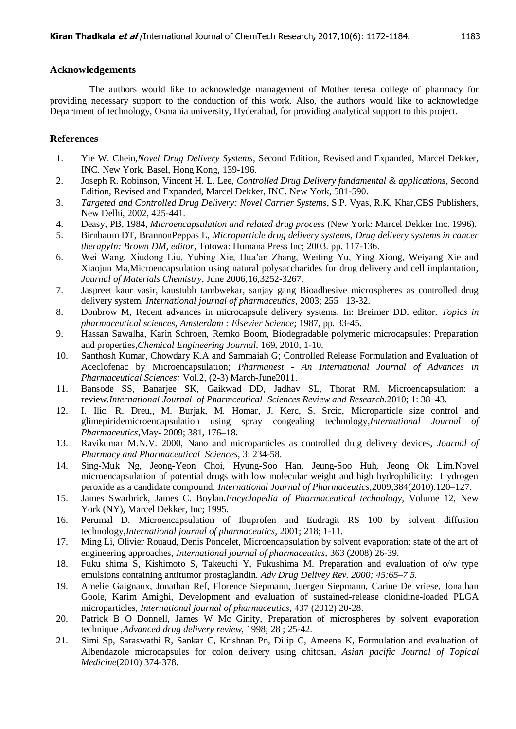## Acknowledgements

The authors would like to acknowledge management of Mother teresa college of pharmacy for providing necessary support to the conduction of this work. Also, the authors would like to acknowledge Department of technology, Osmania university, Hyderabad, for providing analytical support to this project.

## References

1. Yie W. Chein,*Novel Drug Delivery Systems*, Second Edition, Revised and Expanded, Marcel Dekker, INC. New York, Basel, Hong Kong, 139-196.
2. Joseph R. Robinson, Vincent H. L. Lee, *Controlled Drug Delivery fundamental & applications*, Second Edition, Revised and Expanded, Marcel Dekker, INC. New York, 581-590.
3. *Targeted and Controlled Drug Delivery: Novel Carrier Systems*, S.P. Vyas, R.K, Khar,CBS Publishers, New Delhi, 2002, 425-441.
4. Deasy, PB, 1984, *Microencapsulation and related drug process* (New York: Marcel Dekker Inc. 1996).
5. Birnbaum DT, BrannonPeppas L, *Microparticle drug delivery systems, Drug delivery systems in cancer therapyIn: Brown DM, editor*, Totowa: Humana Press Inc; 2003. pp. 117-136.
6. Wei Wang, Xiudong Liu, Yubing Xie, Hua'an Zhang, Weiting Yu, Ying Xiong, Weiyang Xie and Xiaojun Ma,Microencapsulation using natural polysaccharides for drug delivery and cell implantation, *Journal of Materials Chemistry*, June 2006;16,3252-3267.
7. Jaspreet kaur vasir, kaustubh tambwekar, sanjay gang Bioadhesive microspheres as controlled drug delivery system, *International journal of pharmaceutics*, 2003; 255 13-32.
8. Donbrow M, Recent advances in microcapsule delivery systems. In: Breimer DD, editor. *Topics in pharmaceutical sciences, Amsterdam : Elsevier Science*; 1987, pp. 33-45.
9. Hassan Sawalha, Karin Schroen, Remko Boom, Biodegradable polymeric microcapsules: Preparation and properties,*Chemical Engineering Journal*, 169, 2010, 1-10.
10. Santhosh Kumar, Chowdary K.A and Sammaiah G; Controlled Release Formulation and Evaluation of Aceclofenac by Microencapsulation; *Pharmanest - An International Journal of Advances in Pharmaceutical Sciences:* Vol.2, (2-3) March-June2011.
11. Bansode SS, Banarjee SK, Gaikwad DD, Jadhav SL, Thorat RM. Microencapsulation: a review.*International Journal of Pharmceutical Sciences Review and Research.*2010; 1: 38–43.
12. I. Ilic, R. Dreu,, M. Burjak, M. Homar, J. Kerc, S. Srcic, Microparticle size control and glimepiridemicroencapsulation using spray congealing technology,*International Journal of Pharmaceutics*,May- 2009; 381, 176–18.
13. Ravikumar M.N.V. 2000, Nano and microparticles as controlled drug delivery devices, *Journal of Pharmacy and Pharmaceutical Sciences*, 3: 234-58.
14. Sing-Muk Ng, Jeong-Yeon Choi, Hyung-Soo Han, Jeung-Soo Huh, Jeong Ok Lim.Novel microencapsulation of potential drugs with low molecular weight and high hydrophilicity: Hydrogen peroxide as a candidate compound, *International Journal of Pharmaceutics*,2009;384(2010):120–127.
15. James Swarbrick, James C. Boylan.*Encyclopedia of Pharmaceutical technology*, Volume 12, New York (NY), Marcel Dekker, Inc; 1995.
16. Perumal D. Microencapsulation of Ibuprofen and Eudragit RS 100 by solvent diffusion technology,*International journal of pharmaceutics*, 2001; 218; 1-11.
17. Ming Li, Olivier Rouaud, Denis Poncelet, Microencapsulation by solvent evaporation: state of the art of engineering approaches, *International journal of pharmaceutics*, 363 (2008) 26-39.
18. Fuku shima S, Kishimoto S, Takeuchi Y, Fukushima M. Preparation and evaluation of o/w type emulsions containing antitumor prostaglandin. *Adv Drug Delivey Rev. 2000; 45:65–7 5.*
19. Amelie Gaignaux, Jonathan Ref, Florence Siepmann, Juergen Siepmann, Carine De vriese, Jonathan Goole, Karim Amighi, Development and evaluation of sustained-release clonidine-loaded PLGA microparticles, *International journal of pharmaceutics*, 437 (2012) 20-28.
20. Patrick B O Donnell, James W Mc Ginity, Preparation of microspheres by solvent evaporation technique ,*Advanced drug delivery review*, 1998; 28 ; 25-42.
21. Simi Sp, Saraswathi R, Sankar C, Krishnan Pn, Dilip C, Ameena K, Formulation and evaluation of Albendazole microcapsules for colon delivery using chitosan, *Asian pacific Journal of Topical Medicine*(2010) 374-378.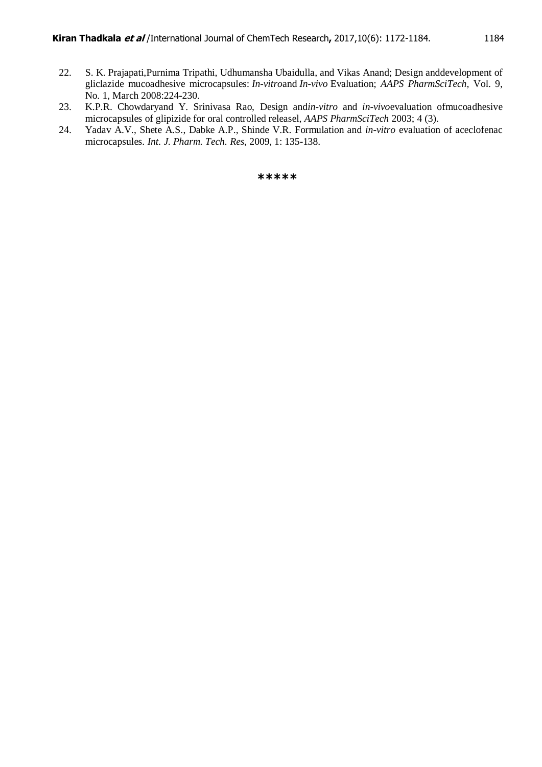22. S. K. Prajapati,Purnima Tripathi, Udhumansha Ubaidulla, and Vikas Anand; Design anddevelopment of gliclazide mucoadhesive microcapsules: *In-vitro*and *In-vivo* Evaluation; *AAPS PharmSciTech*, Vol. 9, No. 1, March 2008:224-230.
23. K.P.R. Chowdaryand Y. Srinivasa Rao, Design and*in-vitro* and *in-vivo*evaluation ofmucoadhesive microcapsules of glipizide for oral controlled releasel, *AAPS PharmSciTech* 2003; 4 (3).
24. Yadav A.V., Shete A.S., Dabke A.P., Shinde V.R. Formulation and *in-vitro* evaluation of aceclofenac microcapsules. *Int. J. Pharm. Tech. Res*, 2009, 1: 135-138.

*****